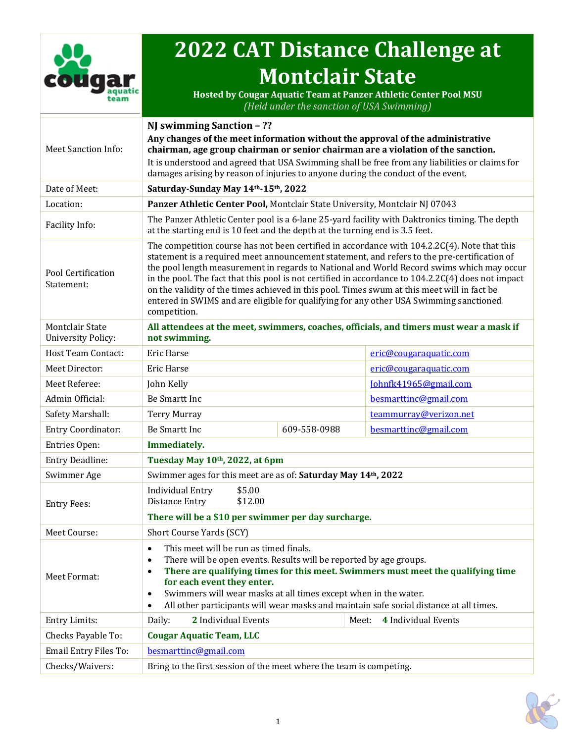# 2022 CAT Distance Challenge at Montclair State

**Hosted by Cougar Aquatic Team at Panzer Athletic Center Pool MSU**

*(Held under the sanction of USA Swimming)*

| | | | |
|---|---|---|---|
| Meet Sanction Info: | **NJ swimming Sanction – ??**<br>**Any changes of the meet information without the approval of the administrative chairman, age group chairman or senior chairman are a violation of the sanction.**<br>It is understood and agreed that USA Swimming shall be free from any liabilities or claims for damages arising by reason of injuries to anyone during the conduct of the event. | | |
| Date of Meet: | **Saturday-Sunday May 14th-15th, 2022** | | |
| Location: | **Panzer Athletic Center Pool,** Montclair State University, Montclair NJ 07043 | | |
| Facility Info: | The Panzer Athletic Center pool is a 6-lane 25-yard facility with Daktronics timing. The depth at the starting end is 10 feet and the depth at the turning end is 3.5 feet. | | |
| Pool Certification Statement: | The competition course has not been certified in accordance with 104.2.2C(4). Note that this statement is a required meet announcement statement, and refers to the pre-certification of the pool length measurement in regards to National and World Record swims which may occur in the pool. The fact that this pool is not certified in accordance to 104.2.2C(4) does not impact on the validity of the times achieved in this pool. Times swum at this meet will in fact be entered in SWIMS and are eligible for qualifying for any other USA Swimming sanctioned competition. | | |
| Montclair State University Policy: | **All attendees at the meet, swimmers, coaches, officials, and timers must wear a mask if not swimming.** | | |
| Host Team Contact: | Eric Harse | | eric@cougaraquatic.com |
| Meet Director: | Eric Harse | | eric@cougaraquatic.com |
| Meet Referee: | John Kelly | | Johnfk41965@gmail.com |
| Admin Official: | Be Smartt Inc | | besmarttinc@gmail.com |
| Safety Marshall: | Terry Murray | | teammurray@verizon.net |
| Entry Coordinator: | Be Smartt Inc | 609-558-0988 | besmarttinc@gmail.com |
| Entries Open: | **Immediately.** | | |
| Entry Deadline: | **Tuesday May 10th, 2022, at 6pm** | | |
| Swimmer Age | Swimmer ages for this meet are as of: **Saturday May 14th, 2022** | | |
| Entry Fees: | Individual Entry $5.00<br>Distance Entry $12.00<br>**There will be a $10 per swimmer per day surcharge.** | | |
| Meet Course: | Short Course Yards (SCY) | | |
| Meet Format: | • This meet will be run as timed finals.<br>• There will be open events. Results will be reported by age groups.<br>• **There are qualifying times for this meet. Swimmers must meet the qualifying time for each event they enter.**<br>• Swimmers will wear masks at all times except when in the water.<br>• All other participants will wear masks and maintain safe social distance at all times. | | |
| Entry Limits: | Daily: **2** Individual Events | | Meet: **4** Individual Events |
| Checks Payable To: | **Cougar Aquatic Team, LLC** | | |
| Email Entry Files To: | besmarttinc@gmail.com | | |
| Checks/Waivers: | Bring to the first session of the meet where the team is competing. | | |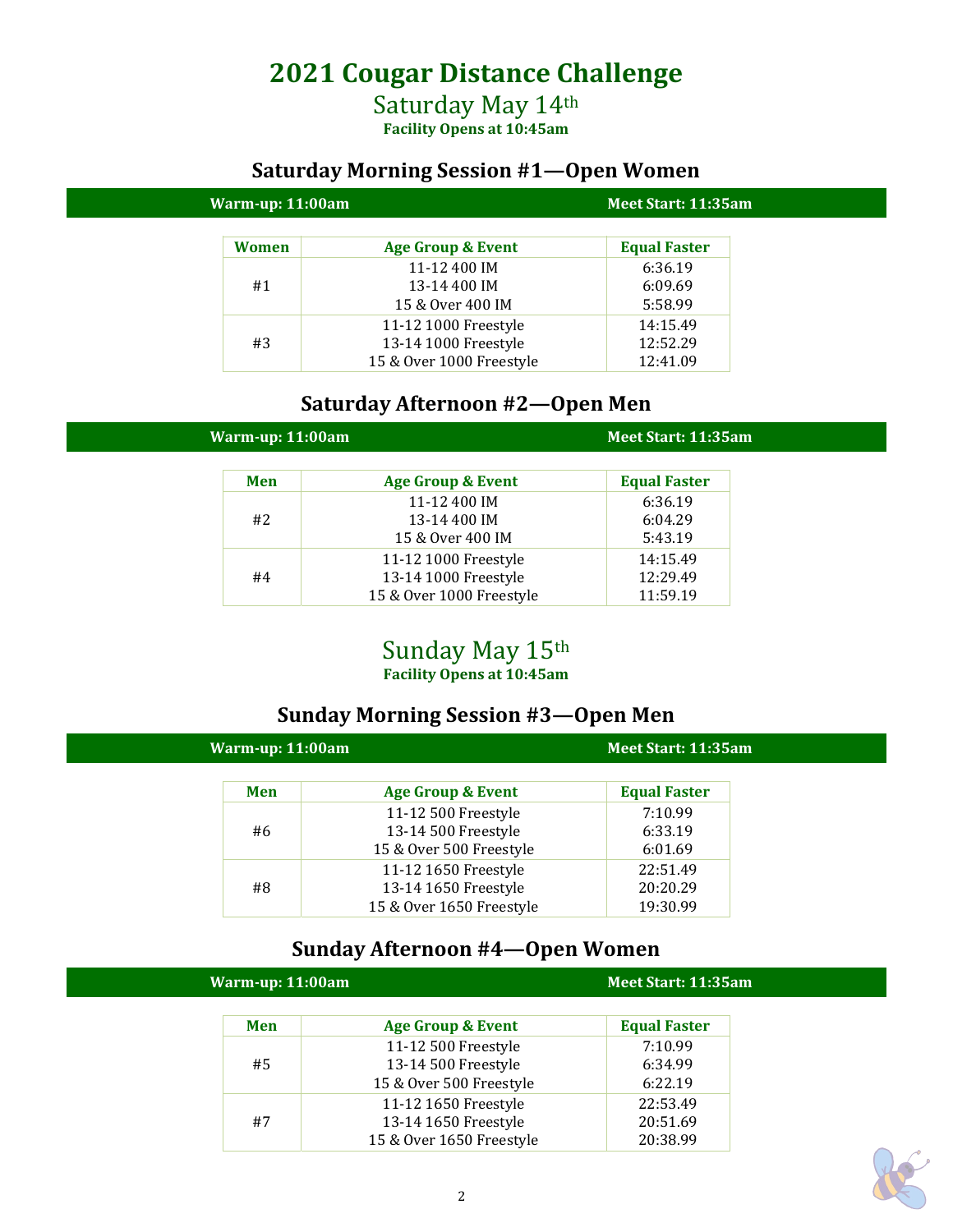# 2021 Cougar Distance Challenge

## Saturday May 14th

**Facility Opens at 10:45am**

### Saturday Morning Session #1—Open Women

**Warm-up: 11:00am** | **Meet Start: 11:35am**

| Women | Age Group & Event | Equal Faster |
|---|---|---|
| #1 | 11-12 400 IM | 6:36.19 |
| | 13-14 400 IM | 6:09.69 |
| | 15 & Over 400 IM | 5:58.99 |
| #3 | 11-12 1000 Freestyle | 14:15.49 |
| | 13-14 1000 Freestyle | 12:52.29 |
| | 15 & Over 1000 Freestyle | 12:41.09 |

### Saturday Afternoon #2—Open Men

**Warm-up: 11:00am** | **Meet Start: 11:35am**

| Men | Age Group & Event | Equal Faster |
|---|---|---|
| #2 | 11-12 400 IM | 6:36.19 |
| | 13-14 400 IM | 6:04.29 |
| | 15 & Over 400 IM | 5:43.19 |
| #4 | 11-12 1000 Freestyle | 14:15.49 |
| | 13-14 1000 Freestyle | 12:29.49 |
| | 15 & Over 1000 Freestyle | 11:59.19 |

## Sunday May 15th

**Facility Opens at 10:45am**

### Sunday Morning Session #3—Open Men

**Warm-up: 11:00am** | **Meet Start: 11:35am**

| Men | Age Group & Event | Equal Faster |
|---|---|---|
| #6 | 11-12 500 Freestyle | 7:10.99 |
| | 13-14 500 Freestyle | 6:33.19 |
| | 15 & Over 500 Freestyle | 6:01.69 |
| #8 | 11-12 1650 Freestyle | 22:51.49 |
| | 13-14 1650 Freestyle | 20:20.29 |
| | 15 & Over 1650 Freestyle | 19:30.99 |

### Sunday Afternoon #4—Open Women

**Warm-up: 11:00am** | **Meet Start: 11:35am**

| Men | Age Group & Event | Equal Faster |
|---|---|---|
| #5 | 11-12 500 Freestyle | 7:10.99 |
| | 13-14 500 Freestyle | 6:34.99 |
| | 15 & Over 500 Freestyle | 6:22.19 |
| #7 | 11-12 1650 Freestyle | 22:53.49 |
| | 13-14 1650 Freestyle | 20:51.69 |
| | 15 & Over 1650 Freestyle | 20:38.99 |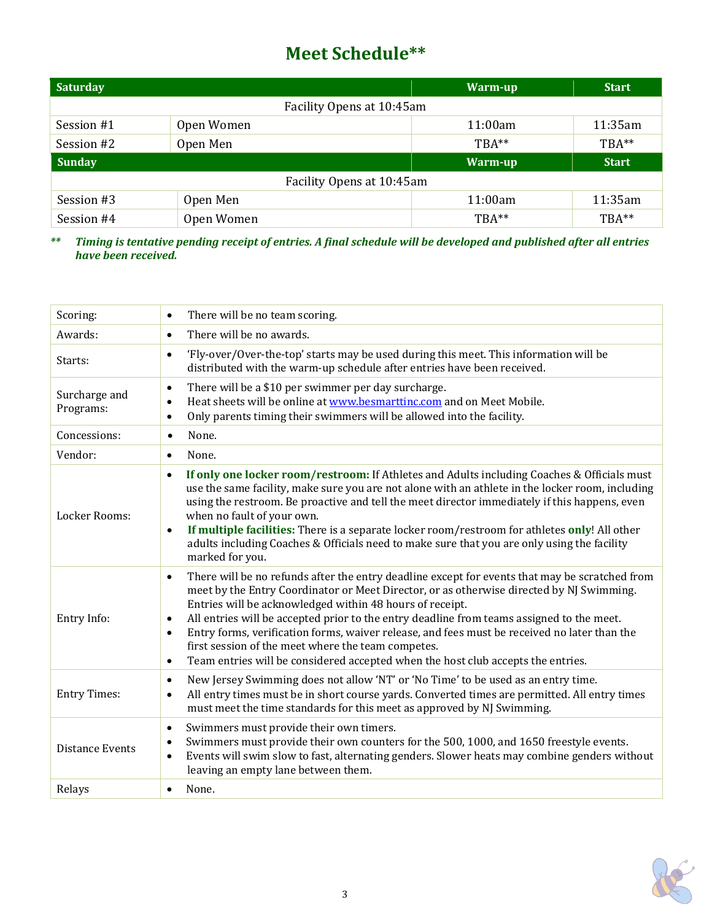# Meet Schedule**

| Saturday | | Warm-up | Start |
|---|---|---|---|
| Facility Opens at 10:45am | | | |
| Session #1 | Open Women | 11:00am | 11:35am |
| Session #2 | Open Men | TBA** | TBA** |
| **Sunday** | | **Warm-up** | **Start** |
| Facility Opens at 10:45am | | | |
| Session #3 | Open Men | 11:00am | 11:35am |
| Session #4 | Open Women | TBA** | TBA** |

** *Timing is tentative pending receipt of entries. A final schedule will be developed and published after all entries have been received.*

| | |
|---|---|
| Scoring: | • There will be no team scoring. |
| Awards: | • There will be no awards. |
| Starts: | • 'Fly-over/Over-the-top' starts may be used during this meet. This information will be distributed with the warm-up schedule after entries have been received. |
| Surcharge and Programs: | • There will be a $10 per swimmer per day surcharge.<br>• Heat sheets will be online at www.besmarttinc.com and on Meet Mobile.<br>• Only parents timing their swimmers will be allowed into the facility. |
| Concessions: | • None. |
| Vendor: | • None. |
| Locker Rooms: | • **If only one locker room/restroom:** If Athletes and Adults including Coaches & Officials must use the same facility, make sure you are not alone with an athlete in the locker room, including using the restroom. Be proactive and tell the meet director immediately if this happens, even when no fault of your own.<br>• **If multiple facilities:** There is a separate locker room/restroom for athletes **only**! All other adults including Coaches & Officials need to make sure that you are only using the facility marked for you. |
| Entry Info: | • There will be no refunds after the entry deadline except for events that may be scratched from meet by the Entry Coordinator or Meet Director, or as otherwise directed by NJ Swimming. Entries will be acknowledged within 48 hours of receipt.<br>• All entries will be accepted prior to the entry deadline from teams assigned to the meet.<br>• Entry forms, verification forms, waiver release, and fees must be received no later than the first session of the meet where the team competes.<br>• Team entries will be considered accepted when the host club accepts the entries. |
| Entry Times: | • New Jersey Swimming does not allow 'NT' or 'No Time' to be used as an entry time.<br>• All entry times must be in short course yards. Converted times are permitted. All entry times must meet the time standards for this meet as approved by NJ Swimming. |
| Distance Events | • Swimmers must provide their own timers.<br>• Swimmers must provide their own counters for the 500, 1000, and 1650 freestyle events.<br>• Events will swim slow to fast, alternating genders. Slower heats may combine genders without leaving an empty lane between them. |
| Relays | • None. |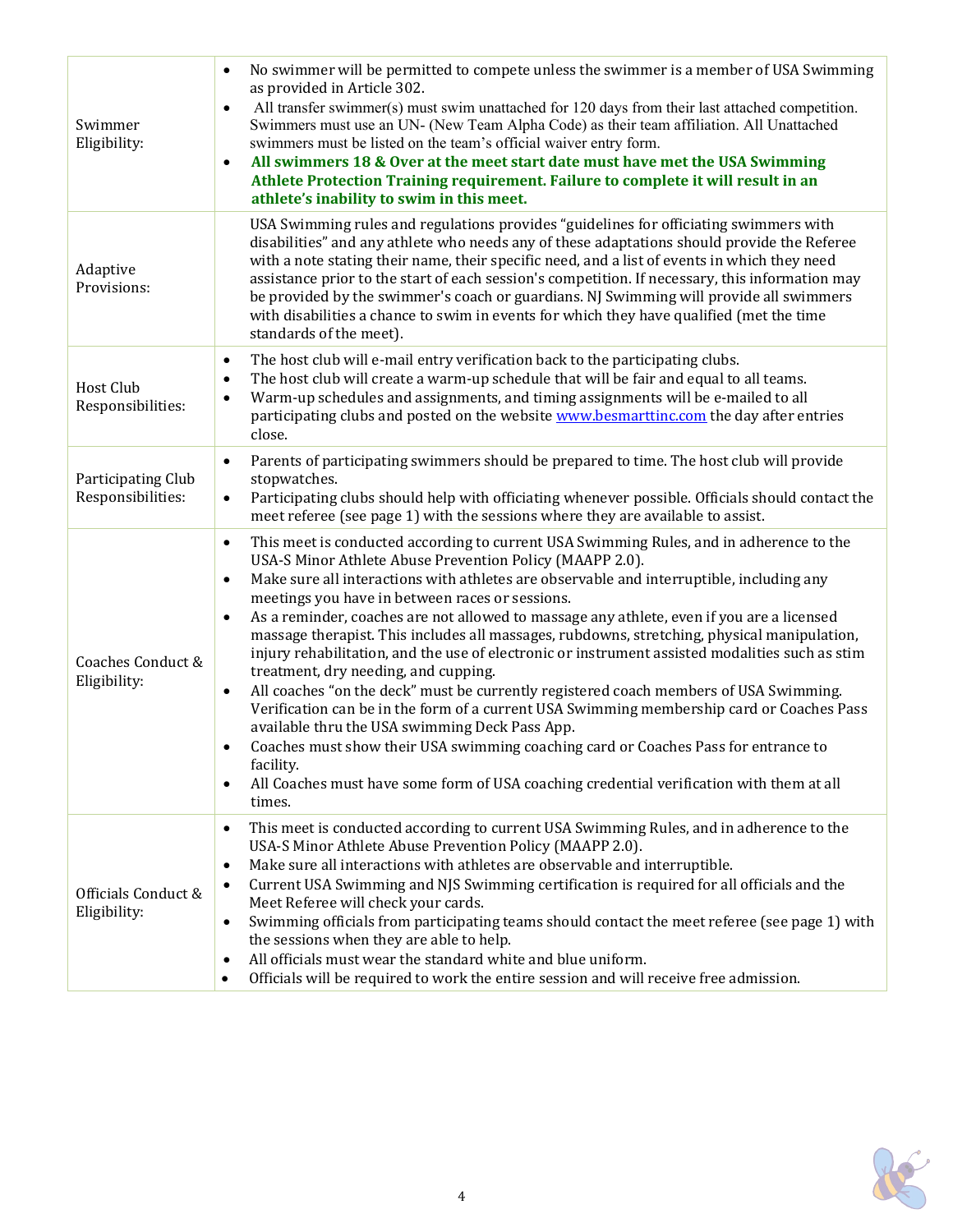| | |
|---|---|
| Swimmer Eligibility: | • No swimmer will be permitted to compete unless the swimmer is a member of USA Swimming as provided in Article 302.<br>• All transfer swimmer(s) must swim unattached for 120 days from their last attached competition. Swimmers must use an UN- (New Team Alpha Code) as their team affiliation. All Unattached swimmers must be listed on the team's official waiver entry form.<br>• **All swimmers 18 & Over at the meet start date must have met the USA Swimming Athlete Protection Training requirement. Failure to complete it will result in an athlete's inability to swim in this meet.** |
| Adaptive Provisions: | USA Swimming rules and regulations provides "guidelines for officiating swimmers with disabilities" and any athlete who needs any of these adaptations should provide the Referee with a note stating their name, their specific need, and a list of events in which they need assistance prior to the start of each session's competition. If necessary, this information may be provided by the swimmer's coach or guardians. NJ Swimming will provide all swimmers with disabilities a chance to swim in events for which they have qualified (met the time standards of the meet). |
| Host Club Responsibilities: | • The host club will e-mail entry verification back to the participating clubs.<br>• The host club will create a warm-up schedule that will be fair and equal to all teams.<br>• Warm-up schedules and assignments, and timing assignments will be e-mailed to all participating clubs and posted on the website [www.besmarttinc.com](http://www.besmarttinc.com) the day after entries close. |
| Participating Club Responsibilities: | • Parents of participating swimmers should be prepared to time. The host club will provide stopwatches.<br>• Participating clubs should help with officiating whenever possible. Officials should contact the meet referee (see page 1) with the sessions where they are available to assist. |
| Coaches Conduct & Eligibility: | • This meet is conducted according to current USA Swimming Rules, and in adherence to the USA-S Minor Athlete Abuse Prevention Policy (MAAPP 2.0).<br>• Make sure all interactions with athletes are observable and interruptible, including any meetings you have in between races or sessions.<br>• As a reminder, coaches are not allowed to massage any athlete, even if you are a licensed massage therapist. This includes all massages, rubdowns, stretching, physical manipulation, injury rehabilitation, and the use of electronic or instrument assisted modalities such as stim treatment, dry needing, and cupping.<br>• All coaches "on the deck" must be currently registered coach members of USA Swimming. Verification can be in the form of a current USA Swimming membership card or Coaches Pass available thru the USA swimming Deck Pass App.<br>• Coaches must show their USA swimming coaching card or Coaches Pass for entrance to facility.<br>• All Coaches must have some form of USA coaching credential verification with them at all times. |
| Officials Conduct & Eligibility: | • This meet is conducted according to current USA Swimming Rules, and in adherence to the USA-S Minor Athlete Abuse Prevention Policy (MAAPP 2.0).<br>• Make sure all interactions with athletes are observable and interruptible.<br>• Current USA Swimming and NJS Swimming certification is required for all officials and the Meet Referee will check your cards.<br>• Swimming officials from participating teams should contact the meet referee (see page 1) with the sessions when they are able to help.<br>• All officials must wear the standard white and blue uniform.<br>• Officials will be required to work the entire session and will receive free admission. |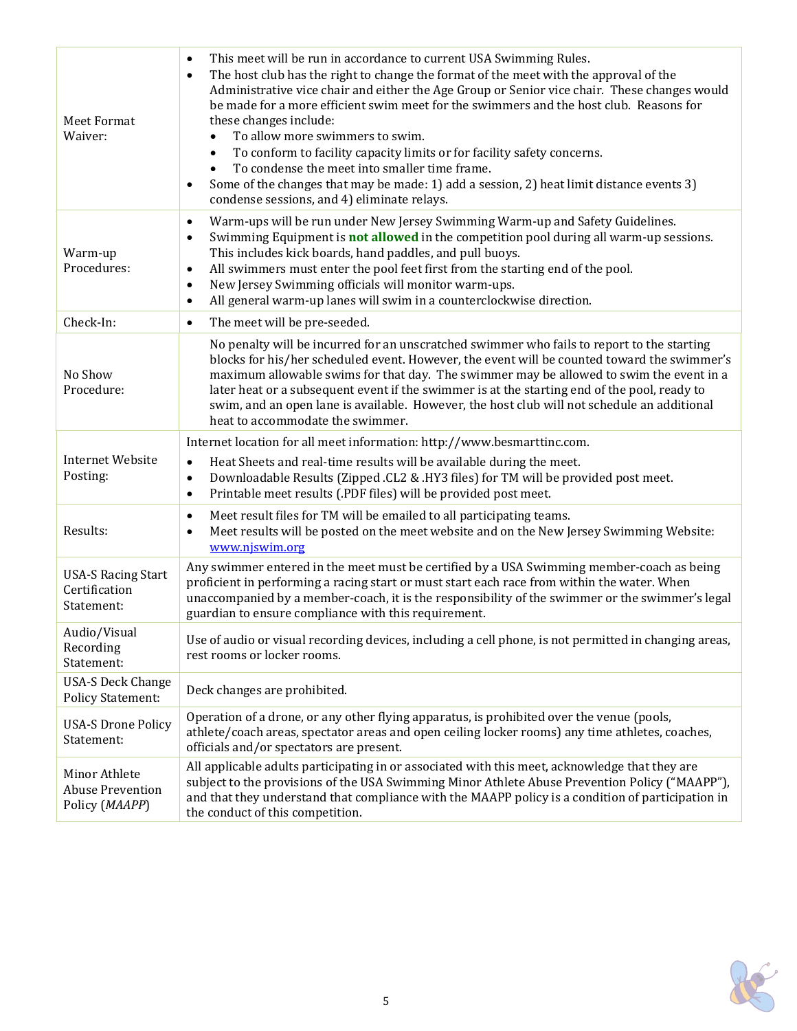| | |
|---|---|
| Meet Format Waiver: | • This meet will be run in accordance to current USA Swimming Rules.<br>• The host club has the right to change the format of the meet with the approval of the Administrative vice chair and either the Age Group or Senior vice chair. These changes would be made for a more efficient swim meet for the swimmers and the host club. Reasons for these changes include:<br>&nbsp;&nbsp;• To allow more swimmers to swim.<br>&nbsp;&nbsp;• To conform to facility capacity limits or for facility safety concerns.<br>&nbsp;&nbsp;• To condense the meet into smaller time frame.<br>• Some of the changes that may be made: 1) add a session, 2) heat limit distance events 3) condense sessions, and 4) eliminate relays. |
| Warm-up Procedures: | • Warm-ups will be run under New Jersey Swimming Warm-up and Safety Guidelines.<br>• Swimming Equipment is **not allowed** in the competition pool during all warm-up sessions. This includes kick boards, hand paddles, and pull buoys.<br>• All swimmers must enter the pool feet first from the starting end of the pool.<br>• New Jersey Swimming officials will monitor warm-ups.<br>• All general warm-up lanes will swim in a counterclockwise direction. |
| Check-In: | • The meet will be pre-seeded. |
| No Show Procedure: | No penalty will be incurred for an unscratched swimmer who fails to report to the starting blocks for his/her scheduled event. However, the event will be counted toward the swimmer's maximum allowable swims for that day. The swimmer may be allowed to swim the event in a later heat or a subsequent event if the swimmer is at the starting end of the pool, ready to swim, and an open lane is available. However, the host club will not schedule an additional heat to accommodate the swimmer. |
| Internet Website Posting: | Internet location for all meet information: http://www.besmarttinc.com.<br>• Heat Sheets and real-time results will be available during the meet.<br>• Downloadable Results (Zipped .CL2 & .HY3 files) for TM will be provided post meet.<br>• Printable meet results (.PDF files) will be provided post meet. |
| Results: | • Meet result files for TM will be emailed to all participating teams.<br>• Meet results will be posted on the meet website and on the New Jersey Swimming Website: www.njswim.org |
| USA-S Racing Start Certification Statement: | Any swimmer entered in the meet must be certified by a USA Swimming member-coach as being proficient in performing a racing start or must start each race from within the water. When unaccompanied by a member-coach, it is the responsibility of the swimmer or the swimmer's legal guardian to ensure compliance with this requirement. |
| Audio/Visual Recording Statement: | Use of audio or visual recording devices, including a cell phone, is not permitted in changing areas, rest rooms or locker rooms. |
| USA-S Deck Change Policy Statement: | Deck changes are prohibited. |
| USA-S Drone Policy Statement: | Operation of a drone, or any other flying apparatus, is prohibited over the venue (pools, athlete/coach areas, spectator areas and open ceiling locker rooms) any time athletes, coaches, officials and/or spectators are present. |
| Minor Athlete Abuse Prevention Policy (*MAAPP*) | All applicable adults participating in or associated with this meet, acknowledge that they are subject to the provisions of the USA Swimming Minor Athlete Abuse Prevention Policy ("MAAPP"), and that they understand that compliance with the MAAPP policy is a condition of participation in the conduct of this competition. |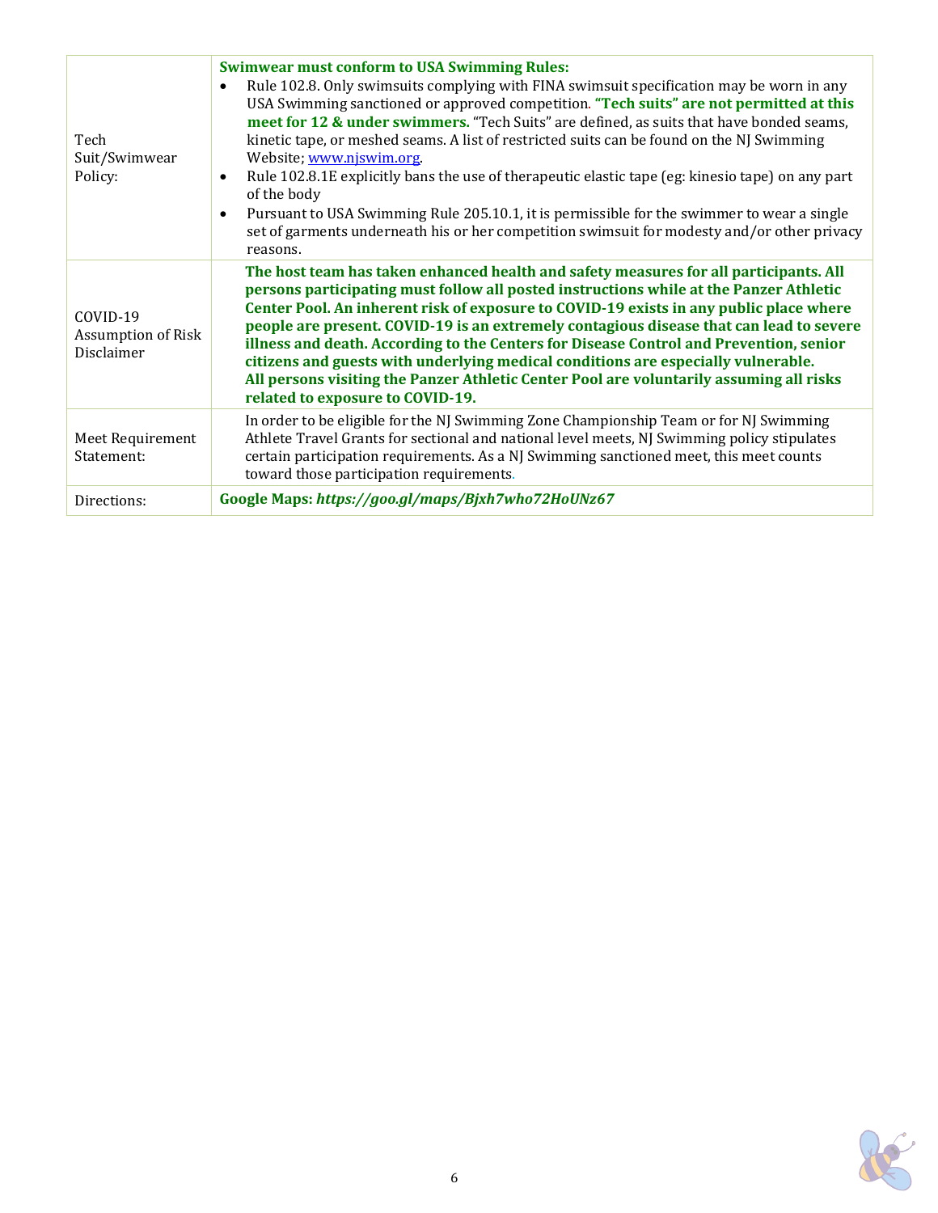| | |
|---|---|
| Tech Suit/Swimwear Policy: | **Swimwear must conform to USA Swimming Rules:**<br>• Rule 102.8. Only swimsuits complying with FINA swimsuit specification may be worn in any USA Swimming sanctioned or approved competition. **"Tech suits" are not permitted at this meet for 12 & under swimmers.** "Tech Suits" are defined, as suits that have bonded seams, kinetic tape, or meshed seams. A list of restricted suits can be found on the NJ Swimming Website; [www.njswim.org](http://www.njswim.org).<br>• Rule 102.8.1E explicitly bans the use of therapeutic elastic tape (eg: kinesio tape) on any part of the body<br>• Pursuant to USA Swimming Rule 205.10.1, it is permissible for the swimmer to wear a single set of garments underneath his or her competition swimsuit for modesty and/or other privacy reasons. |
| COVID-19 Assumption of Risk Disclaimer | **The host team has taken enhanced health and safety measures for all participants. All persons participating must follow all posted instructions while at the Panzer Athletic Center Pool. An inherent risk of exposure to COVID-19 exists in any public place where people are present. COVID-19 is an extremely contagious disease that can lead to severe illness and death. According to the Centers for Disease Control and Prevention, senior citizens and guests with underlying medical conditions are especially vulnerable. All persons visiting the Panzer Athletic Center Pool are voluntarily assuming all risks related to exposure to COVID-19.** |
| Meet Requirement Statement: | In order to be eligible for the NJ Swimming Zone Championship Team or for NJ Swimming Athlete Travel Grants for sectional and national level meets, NJ Swimming policy stipulates certain participation requirements. As a NJ Swimming sanctioned meet, this meet counts toward those participation requirements. |
| Directions: | **Google Maps: *https://goo.gl/maps/Bjxh7who72HoUNz67*** |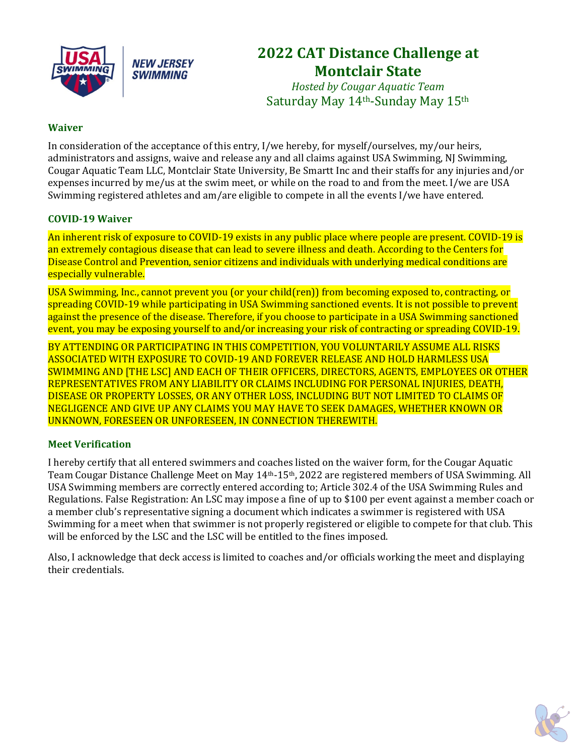# 2022 CAT Distance Challenge at Montclair State

*Hosted by Cougar Aquatic Team*

Saturday May 14th-Sunday May 15th

## Waiver

In consideration of the acceptance of this entry, I/we hereby, for myself/ourselves, my/our heirs, administrators and assigns, waive and release any and all claims against USA Swimming, NJ Swimming, Cougar Aquatic Team LLC, Montclair State University, Be Smartt Inc and their staffs for any injuries and/or expenses incurred by me/us at the swim meet, or while on the road to and from the meet. I/we are USA Swimming registered athletes and am/are eligible to compete in all the events I/we have entered.

## COVID-19 Waiver

An inherent risk of exposure to COVID-19 exists in any public place where people are present. COVID-19 is an extremely contagious disease that can lead to severe illness and death. According to the Centers for Disease Control and Prevention, senior citizens and individuals with underlying medical conditions are especially vulnerable.

USA Swimming, Inc., cannot prevent you (or your child(ren)) from becoming exposed to, contracting, or spreading COVID-19 while participating in USA Swimming sanctioned events. It is not possible to prevent against the presence of the disease. Therefore, if you choose to participate in a USA Swimming sanctioned event, you may be exposing yourself to and/or increasing your risk of contracting or spreading COVID-19.

BY ATTENDING OR PARTICIPATING IN THIS COMPETITION, YOU VOLUNTARILY ASSUME ALL RISKS ASSOCIATED WITH EXPOSURE TO COVID-19 AND FOREVER RELEASE AND HOLD HARMLESS USA SWIMMING AND [THE LSC] AND EACH OF THEIR OFFICERS, DIRECTORS, AGENTS, EMPLOYEES OR OTHER REPRESENTATIVES FROM ANY LIABILITY OR CLAIMS INCLUDING FOR PERSONAL INJURIES, DEATH, DISEASE OR PROPERTY LOSSES, OR ANY OTHER LOSS, INCLUDING BUT NOT LIMITED TO CLAIMS OF NEGLIGENCE AND GIVE UP ANY CLAIMS YOU MAY HAVE TO SEEK DAMAGES, WHETHER KNOWN OR UNKNOWN, FORESEEN OR UNFORESEEN, IN CONNECTION THEREWITH.

## Meet Verification

I hereby certify that all entered swimmers and coaches listed on the waiver form, for the Cougar Aquatic Team Cougar Distance Challenge Meet on May 14th-15th, 2022 are registered members of USA Swimming. All USA Swimming members are correctly entered according to; Article 302.4 of the USA Swimming Rules and Regulations. False Registration: An LSC may impose a fine of up to $100 per event against a member coach or a member club's representative signing a document which indicates a swimmer is registered with USA Swimming for a meet when that swimmer is not properly registered or eligible to compete for that club. This will be enforced by the LSC and the LSC will be entitled to the fines imposed.

Also, I acknowledge that deck access is limited to coaches and/or officials working the meet and displaying their credentials.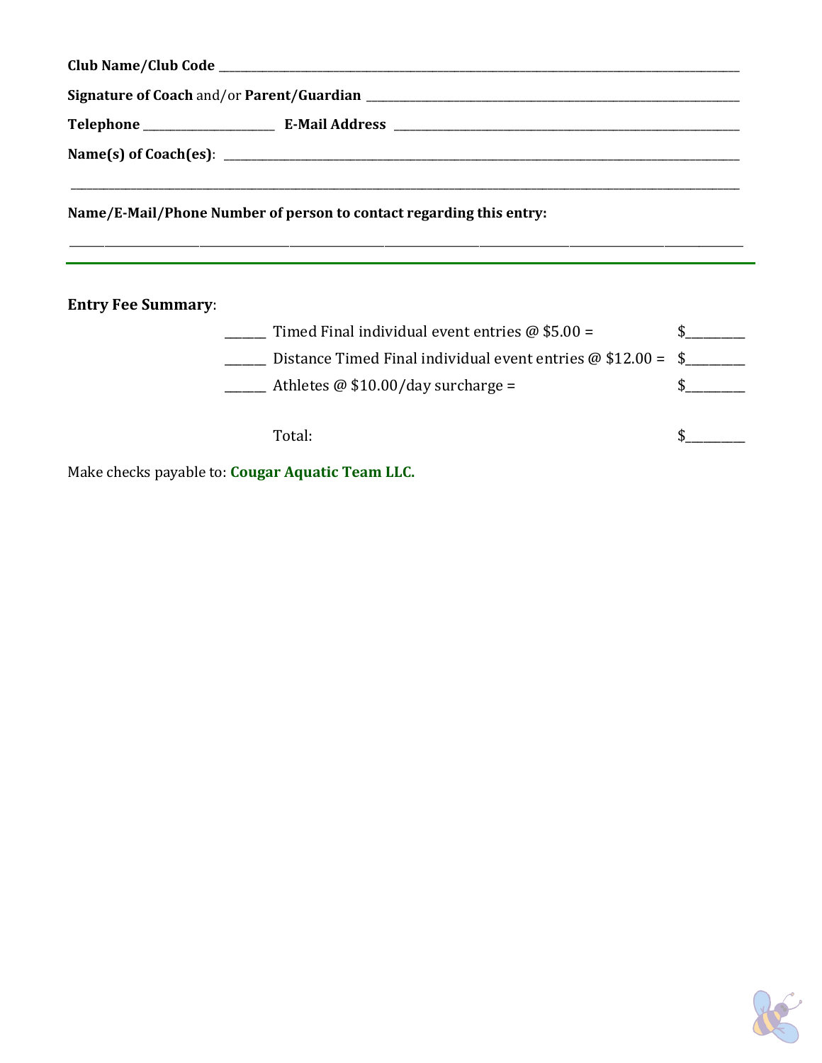**Club Name/Club Code** ______________________________________________

**Signature of Coach** and/or **Parent/Guardian** ______________________________________

**Telephone** ____________________ **E-Mail Address** ______________________________

**Name(s) of Coach(es)**: ______________________________________________

______________________________________________

**Name/E-Mail/Phone Number of person to contact regarding this entry:**

______________________________________________

---

**Entry Fee Summary**:

| | | |
|---|---|---|
| ______ | Timed Final individual event entries @ $5.00 = | $________ |
| ______ | Distance Timed Final individual event entries @ $12.00 = | $________ |
| ______ | Athletes @ $10.00/day surcharge = | $________ |
| | Total: | $________ |

Make checks payable to: **Cougar Aquatic Team LLC.**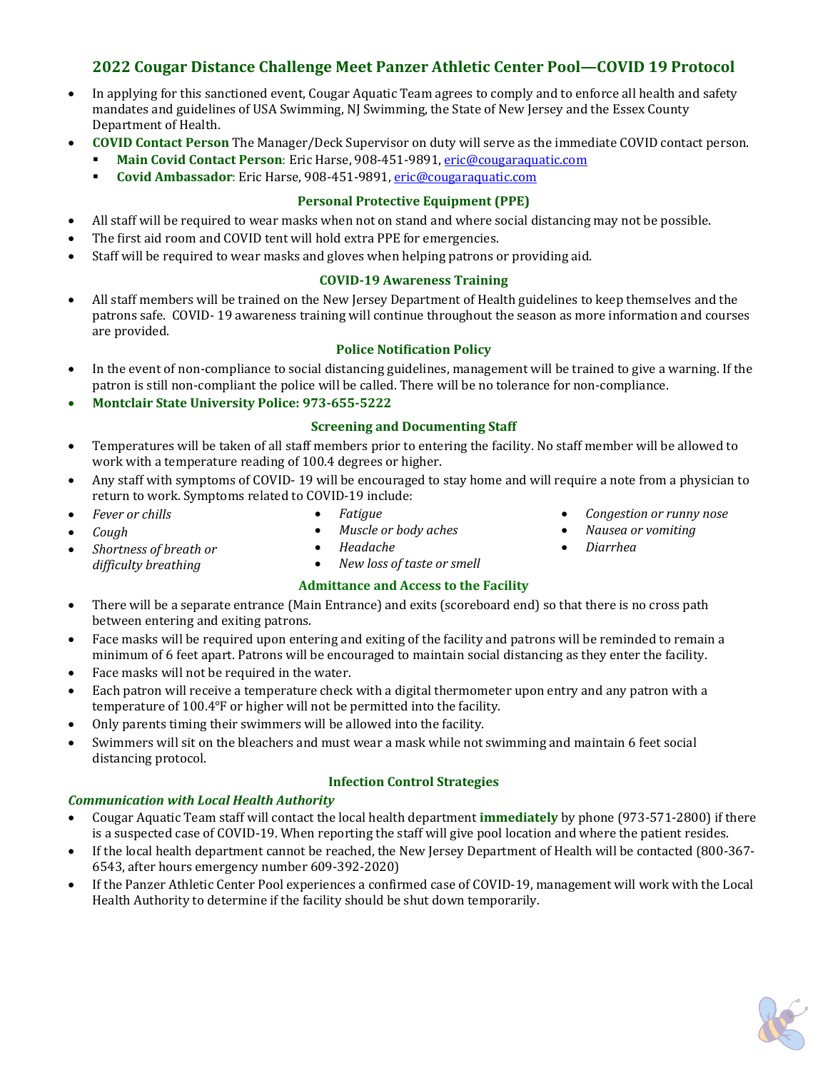## 2022 Cougar Distance Challenge Meet Panzer Athletic Center Pool—COVID 19 Protocol

- In applying for this sanctioned event, Cougar Aquatic Team agrees to comply and to enforce all health and safety mandates and guidelines of USA Swimming, NJ Swimming, the State of New Jersey and the Essex County Department of Health.
- **COVID Contact Person** The Manager/Deck Supervisor on duty will serve as the immediate COVID contact person.
  - **Main Covid Contact Person**: Eric Harse, 908-451-9891, eric@cougaraquatic.com
  - **Covid Ambassador**: Eric Harse, 908-451-9891, eric@cougaraquatic.com

### Personal Protective Equipment (PPE)

- All staff will be required to wear masks when not on stand and where social distancing may not be possible.
- The first aid room and COVID tent will hold extra PPE for emergencies.
- Staff will be required to wear masks and gloves when helping patrons or providing aid.

### COVID-19 Awareness Training

- All staff members will be trained on the New Jersey Department of Health guidelines to keep themselves and the patrons safe. COVID- 19 awareness training will continue throughout the season as more information and courses are provided.

### Police Notification Policy

- In the event of non-compliance to social distancing guidelines, management will be trained to give a warning. If the patron is still non-compliant the police will be called. There will be no tolerance for non-compliance.
- **Montclair State University Police: 973-655-5222**

### Screening and Documenting Staff

- Temperatures will be taken of all staff members prior to entering the facility. No staff member will be allowed to work with a temperature reading of 100.4 degrees or higher.
- Any staff with symptoms of COVID- 19 will be encouraged to stay home and will require a note from a physician to return to work. Symptoms related to COVID-19 include:
- *Fever or chills*
- *Cough*
- *Shortness of breath or difficulty breathing*
- *Fatigue*
- *Muscle or body aches*
- *Headache*
- *New loss of taste or smell*
- *Congestion or runny nose*
- *Nausea or vomiting*
- *Diarrhea*

### Admittance and Access to the Facility

- There will be a separate entrance (Main Entrance) and exits (scoreboard end) so that there is no cross path between entering and exiting patrons.
- Face masks will be required upon entering and exiting of the facility and patrons will be reminded to remain a minimum of 6 feet apart. Patrons will be encouraged to maintain social distancing as they enter the facility.
- Face masks will not be required in the water.
- Each patron will receive a temperature check with a digital thermometer upon entry and any patron with a temperature of 100.4°F or higher will not be permitted into the facility.
- Only parents timing their swimmers will be allowed into the facility.
- Swimmers will sit on the bleachers and must wear a mask while not swimming and maintain 6 feet social distancing protocol.

### Infection Control Strategies

***Communication with Local Health Authority***

- Cougar Aquatic Team staff will contact the local health department **immediately** by phone (973-571-2800) if there is a suspected case of COVID-19. When reporting the staff will give pool location and where the patient resides.
- If the local health department cannot be reached, the New Jersey Department of Health will be contacted (800-367-6543, after hours emergency number 609-392-2020)
- If the Panzer Athletic Center Pool experiences a confirmed case of COVID-19, management will work with the Local Health Authority to determine if the facility should be shut down temporarily.